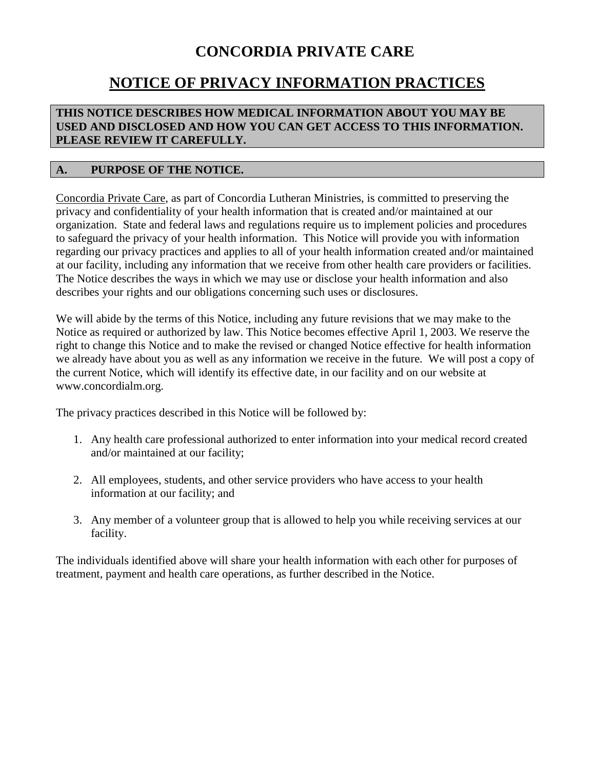# CONCORDIA PRIVATE CARE

## NOTICE OF PRIVACY INFORMATION PRACTICES

**THIS NOTICE DESCRIBES HOW MEDICAL INFORMATION ABOUT YOU MAY BE USED AND DISCLOSED AND HOW YOU CAN GET ACCESS TO THIS INFORMATION. PLEASE REVIEW IT CAREFULLY.**

### A. PURPOSE OF THE NOTICE.

Concordia Private Care, as part of Concordia Lutheran Ministries, is committed to preserving the privacy and confidentiality of your health information that is created and/or maintained at our organization. State and federal laws and regulations require us to implement policies and procedures to safeguard the privacy of your health information. This Notice will provide you with information regarding our privacy practices and applies to all of your health information created and/or maintained at our facility, including any information that we receive from other health care providers or facilities. The Notice describes the ways in which we may use or disclose your health information and also describes your rights and our obligations concerning such uses or disclosures.

We will abide by the terms of this Notice, including any future revisions that we may make to the Notice as required or authorized by law. This Notice becomes effective April 1, 2003. We reserve the right to change this Notice and to make the revised or changed Notice effective for health information we already have about you as well as any information we receive in the future. We will post a copy of the current Notice, which will identify its effective date, in our facility and on our website at www.concordialm.org.

The privacy practices described in this Notice will be followed by:

1. Any health care professional authorized to enter information into your medical record created and/or maintained at our facility;

2. All employees, students, and other service providers who have access to your health information at our facility; and

3. Any member of a volunteer group that is allowed to help you while receiving services at our facility.

The individuals identified above will share your health information with each other for purposes of treatment, payment and health care operations, as further described in the Notice.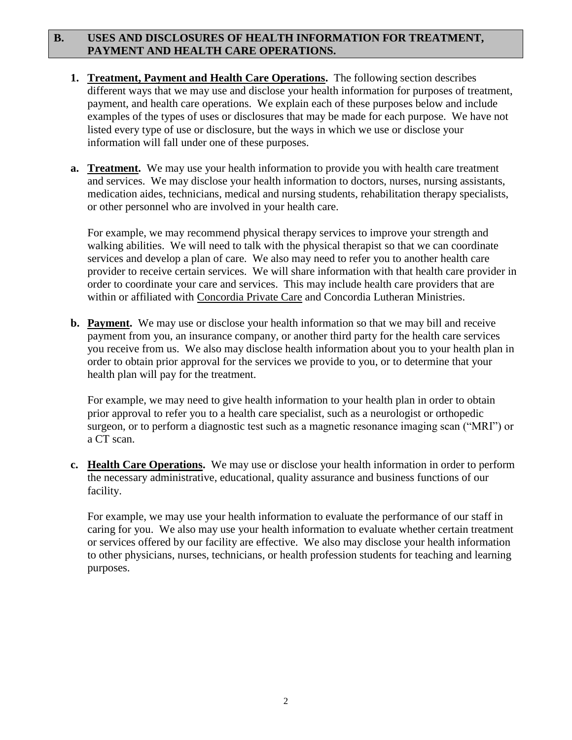## B. USES AND DISCLOSURES OF HEALTH INFORMATION FOR TREATMENT, PAYMENT AND HEALTH CARE OPERATIONS.

**1. Treatment, Payment and Health Care Operations.** The following section describes different ways that we may use and disclose your health information for purposes of treatment, payment, and health care operations. We explain each of these purposes below and include examples of the types of uses or disclosures that may be made for each purpose. We have not listed every type of use or disclosure, but the ways in which we use or disclose your information will fall under one of these purposes.

**a. Treatment.** We may use your health information to provide you with health care treatment and services. We may disclose your health information to doctors, nurses, nursing assistants, medication aides, technicians, medical and nursing students, rehabilitation therapy specialists, or other personnel who are involved in your health care.

For example, we may recommend physical therapy services to improve your strength and walking abilities. We will need to talk with the physical therapist so that we can coordinate services and develop a plan of care. We also may need to refer you to another health care provider to receive certain services. We will share information with that health care provider in order to coordinate your care and services. This may include health care providers that are within or affiliated with Concordia Private Care and Concordia Lutheran Ministries.

**b. Payment.** We may use or disclose your health information so that we may bill and receive payment from you, an insurance company, or another third party for the health care services you receive from us. We also may disclose health information about you to your health plan in order to obtain prior approval for the services we provide to you, or to determine that your health plan will pay for the treatment.

For example, we may need to give health information to your health plan in order to obtain prior approval to refer you to a health care specialist, such as a neurologist or orthopedic surgeon, or to perform a diagnostic test such as a magnetic resonance imaging scan ("MRI") or a CT scan.

**c. Health Care Operations.** We may use or disclose your health information in order to perform the necessary administrative, educational, quality assurance and business functions of our facility.

For example, we may use your health information to evaluate the performance of our staff in caring for you. We also may use your health information to evaluate whether certain treatment or services offered by our facility are effective. We also may disclose your health information to other physicians, nurses, technicians, or health profession students for teaching and learning purposes.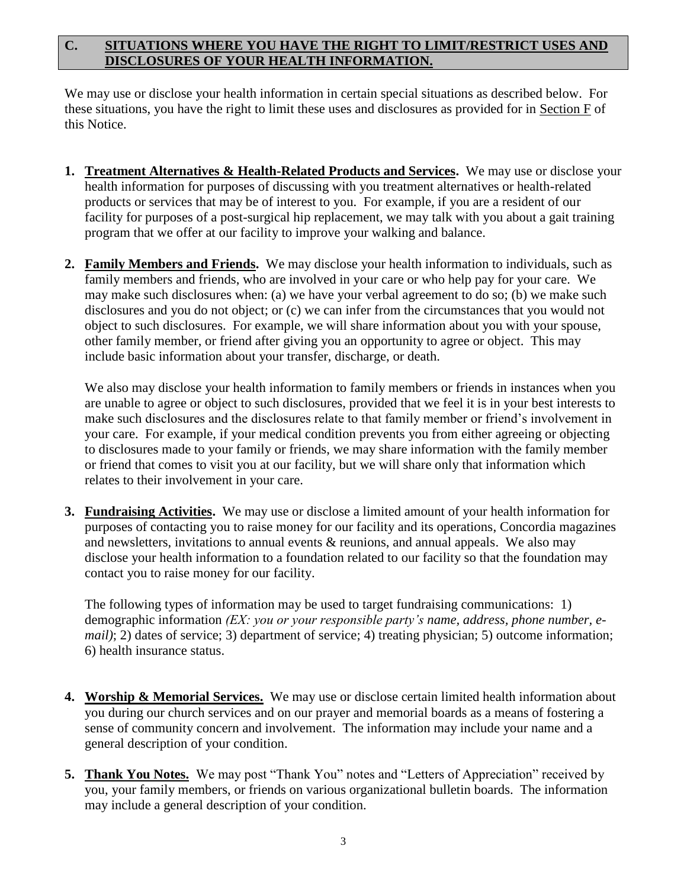## C. SITUATIONS WHERE YOU HAVE THE RIGHT TO LIMIT/RESTRICT USES AND DISCLOSURES OF YOUR HEALTH INFORMATION.

We may use or disclose your health information in certain special situations as described below. For these situations, you have the right to limit these uses and disclosures as provided for in Section F of this Notice.

1. **Treatment Alternatives & Health-Related Products and Services.** We may use or disclose your health information for purposes of discussing with you treatment alternatives or health-related products or services that may be of interest to you. For example, if you are a resident of our facility for purposes of a post-surgical hip replacement, we may talk with you about a gait training program that we offer at our facility to improve your walking and balance.

2. **Family Members and Friends.** We may disclose your health information to individuals, such as family members and friends, who are involved in your care or who help pay for your care. We may make such disclosures when: (a) we have your verbal agreement to do so; (b) we make such disclosures and you do not object; or (c) we can infer from the circumstances that you would not object to such disclosures. For example, we will share information about you with your spouse, other family member, or friend after giving you an opportunity to agree or object. This may include basic information about your transfer, discharge, or death.

   We also may disclose your health information to family members or friends in instances when you are unable to agree or object to such disclosures, provided that we feel it is in your best interests to make such disclosures and the disclosures relate to that family member or friend's involvement in your care. For example, if your medical condition prevents you from either agreeing or objecting to disclosures made to your family or friends, we may share information with the family member or friend that comes to visit you at our facility, but we will share only that information which relates to their involvement in your care.

3. **Fundraising Activities.** We may use or disclose a limited amount of your health information for purposes of contacting you to raise money for our facility and its operations, Concordia magazines and newsletters, invitations to annual events & reunions, and annual appeals. We also may disclose your health information to a foundation related to our facility so that the foundation may contact you to raise money for our facility.

   The following types of information may be used to target fundraising communications: 1) demographic information *(EX: you or your responsible party's name, address, phone number, e-mail)*; 2) dates of service; 3) department of service; 4) treating physician; 5) outcome information; 6) health insurance status.

4. **Worship & Memorial Services.** We may use or disclose certain limited health information about you during our church services and on our prayer and memorial boards as a means of fostering a sense of community concern and involvement. The information may include your name and a general description of your condition.

5. **Thank You Notes.** We may post "Thank You" notes and "Letters of Appreciation" received by you, your family members, or friends on various organizational bulletin boards. The information may include a general description of your condition.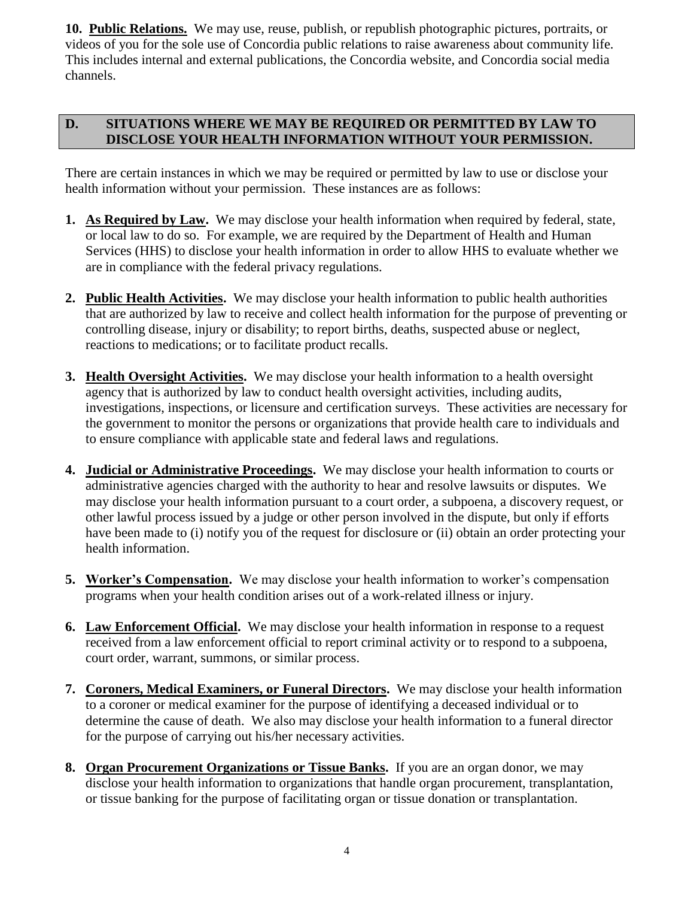**10. Public Relations.** We may use, reuse, publish, or republish photographic pictures, portraits, or videos of you for the sole use of Concordia public relations to raise awareness about community life. This includes internal and external publications, the Concordia website, and Concordia social media channels.

## D. SITUATIONS WHERE WE MAY BE REQUIRED OR PERMITTED BY LAW TO DISCLOSE YOUR HEALTH INFORMATION WITHOUT YOUR PERMISSION.

There are certain instances in which we may be required or permitted by law to use or disclose your health information without your permission. These instances are as follows:

1. **As Required by Law.** We may disclose your health information when required by federal, state, or local law to do so. For example, we are required by the Department of Health and Human Services (HHS) to disclose your health information in order to allow HHS to evaluate whether we are in compliance with the federal privacy regulations.

2. **Public Health Activities.** We may disclose your health information to public health authorities that are authorized by law to receive and collect health information for the purpose of preventing or controlling disease, injury or disability; to report births, deaths, suspected abuse or neglect, reactions to medications; or to facilitate product recalls.

3. **Health Oversight Activities.** We may disclose your health information to a health oversight agency that is authorized by law to conduct health oversight activities, including audits, investigations, inspections, or licensure and certification surveys. These activities are necessary for the government to monitor the persons or organizations that provide health care to individuals and to ensure compliance with applicable state and federal laws and regulations.

4. **Judicial or Administrative Proceedings.** We may disclose your health information to courts or administrative agencies charged with the authority to hear and resolve lawsuits or disputes. We may disclose your health information pursuant to a court order, a subpoena, a discovery request, or other lawful process issued by a judge or other person involved in the dispute, but only if efforts have been made to (i) notify you of the request for disclosure or (ii) obtain an order protecting your health information.

5. **Worker's Compensation.** We may disclose your health information to worker's compensation programs when your health condition arises out of a work-related illness or injury.

6. **Law Enforcement Official.** We may disclose your health information in response to a request received from a law enforcement official to report criminal activity or to respond to a subpoena, court order, warrant, summons, or similar process.

7. **Coroners, Medical Examiners, or Funeral Directors.** We may disclose your health information to a coroner or medical examiner for the purpose of identifying a deceased individual or to determine the cause of death. We also may disclose your health information to a funeral director for the purpose of carrying out his/her necessary activities.

8. **Organ Procurement Organizations or Tissue Banks.** If you are an organ donor, we may disclose your health information to organizations that handle organ procurement, transplantation, or tissue banking for the purpose of facilitating organ or tissue donation or transplantation.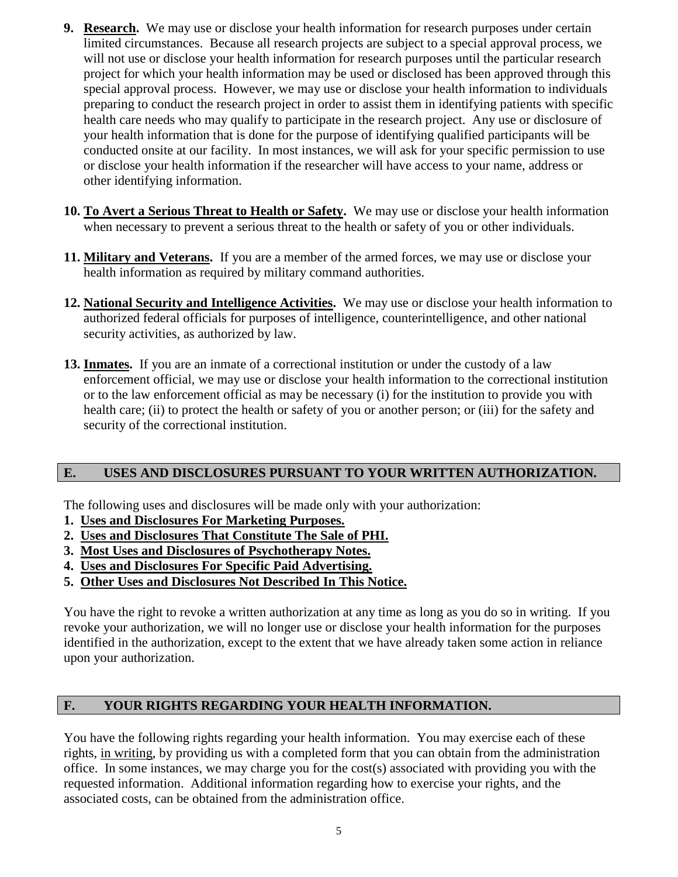9. **<u>Research</u>.** We may use or disclose your health information for research purposes under certain limited circumstances. Because all research projects are subject to a special approval process, we will not use or disclose your health information for research purposes until the particular research project for which your health information may be used or disclosed has been approved through this special approval process. However, we may use or disclose your health information to individuals preparing to conduct the research project in order to assist them in identifying patients with specific health care needs who may qualify to participate in the research project. Any use or disclosure of your health information that is done for the purpose of identifying qualified participants will be conducted onsite at our facility. In most instances, we will ask for your specific permission to use or disclose your health information if the researcher will have access to your name, address or other identifying information.

10. **<u>To Avert a Serious Threat to Health or Safety</u>.** We may use or disclose your health information when necessary to prevent a serious threat to the health or safety of you or other individuals.

11. **<u>Military and Veterans</u>.** If you are a member of the armed forces, we may use or disclose your health information as required by military command authorities.

12. **<u>National Security and Intelligence Activities</u>.** We may use or disclose your health information to authorized federal officials for purposes of intelligence, counterintelligence, and other national security activities, as authorized by law.

13. **<u>Inmates</u>.** If you are an inmate of a correctional institution or under the custody of a law enforcement official, we may use or disclose your health information to the correctional institution or to the law enforcement official as may be necessary (i) for the institution to provide you with health care; (ii) to protect the health or safety of you or another person; or (iii) for the safety and security of the correctional institution.

## E. USES AND DISCLOSURES PURSUANT TO YOUR WRITTEN AUTHORIZATION.

The following uses and disclosures will be made only with your authorization:

1. **<u>Uses and Disclosures For Marketing Purposes.</u>**
2. **<u>Uses and Disclosures That Constitute The Sale of PHI.</u>**
3. **<u>Most Uses and Disclosures of Psychotherapy Notes.</u>**
4. **<u>Uses and Disclosures For Specific Paid Advertising.</u>**
5. **<u>Other Uses and Disclosures Not Described In This Notice.</u>**

You have the right to revoke a written authorization at any time as long as you do so in writing. If you revoke your authorization, we will no longer use or disclose your health information for the purposes identified in the authorization, except to the extent that we have already taken some action in reliance upon your authorization.

## F. YOUR RIGHTS REGARDING YOUR HEALTH INFORMATION.

You have the following rights regarding your health information. You may exercise each of these rights, <u>in writing</u>, by providing us with a completed form that you can obtain from the administration office. In some instances, we may charge you for the cost(s) associated with providing you with the requested information. Additional information regarding how to exercise your rights, and the associated costs, can be obtained from the administration office.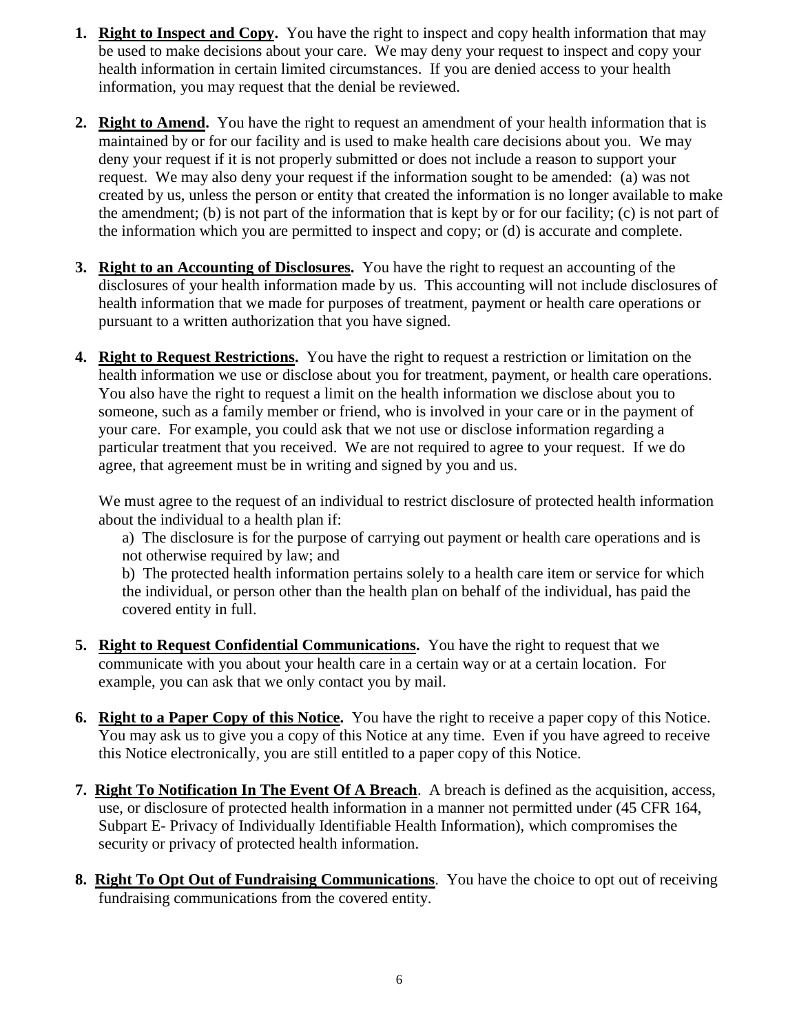1. **Right to Inspect and Copy.** You have the right to inspect and copy health information that may be used to make decisions about your care. We may deny your request to inspect and copy your health information in certain limited circumstances. If you are denied access to your health information, you may request that the denial be reviewed.

2. **Right to Amend.** You have the right to request an amendment of your health information that is maintained by or for our facility and is used to make health care decisions about you. We may deny your request if it is not properly submitted or does not include a reason to support your request. We may also deny your request if the information sought to be amended: (a) was not created by us, unless the person or entity that created the information is no longer available to make the amendment; (b) is not part of the information that is kept by or for our facility; (c) is not part of the information which you are permitted to inspect and copy; or (d) is accurate and complete.

3. **Right to an Accounting of Disclosures.** You have the right to request an accounting of the disclosures of your health information made by us. This accounting will not include disclosures of health information that we made for purposes of treatment, payment or health care operations or pursuant to a written authorization that you have signed.

4. **Right to Request Restrictions.** You have the right to request a restriction or limitation on the health information we use or disclose about you for treatment, payment, or health care operations. You also have the right to request a limit on the health information we disclose about you to someone, such as a family member or friend, who is involved in your care or in the payment of your care. For example, you could ask that we not use or disclose information regarding a particular treatment that you received. We are not required to agree to your request. If we do agree, that agreement must be in writing and signed by you and us.

   We must agree to the request of an individual to restrict disclosure of protected health information about the individual to a health plan if:

   a) The disclosure is for the purpose of carrying out payment or health care operations and is not otherwise required by law; and

   b) The protected health information pertains solely to a health care item or service for which the individual, or person other than the health plan on behalf of the individual, has paid the covered entity in full.

5. **Right to Request Confidential Communications.** You have the right to request that we communicate with you about your health care in a certain way or at a certain location. For example, you can ask that we only contact you by mail.

6. **Right to a Paper Copy of this Notice.** You have the right to receive a paper copy of this Notice. You may ask us to give you a copy of this Notice at any time. Even if you have agreed to receive this Notice electronically, you are still entitled to a paper copy of this Notice.

7. **Right To Notification In The Event Of A Breach**. A breach is defined as the acquisition, access, use, or disclosure of protected health information in a manner not permitted under (45 CFR 164, Subpart E- Privacy of Individually Identifiable Health Information), which compromises the security or privacy of protected health information.

8. **Right To Opt Out of Fundraising Communications**. You have the choice to opt out of receiving fundraising communications from the covered entity.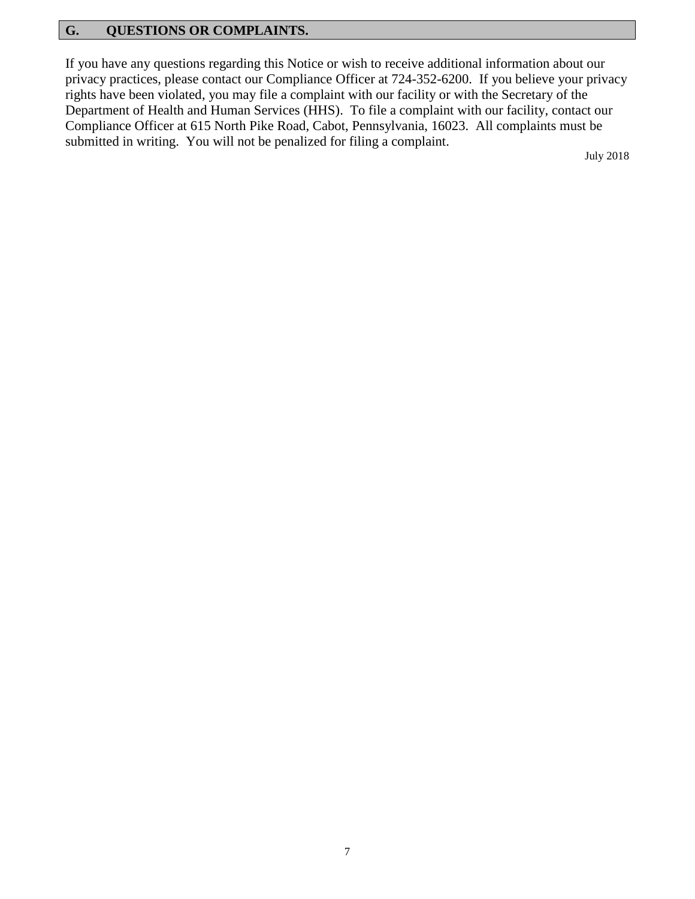## G. QUESTIONS OR COMPLAINTS.

If you have any questions regarding this Notice or wish to receive additional information about our privacy practices, please contact our Compliance Officer at 724-352-6200. If you believe your privacy rights have been violated, you may file a complaint with our facility or with the Secretary of the Department of Health and Human Services (HHS). To file a complaint with our facility, contact our Compliance Officer at 615 North Pike Road, Cabot, Pennsylvania, 16023. All complaints must be submitted in writing. You will not be penalized for filing a complaint.

July 2018